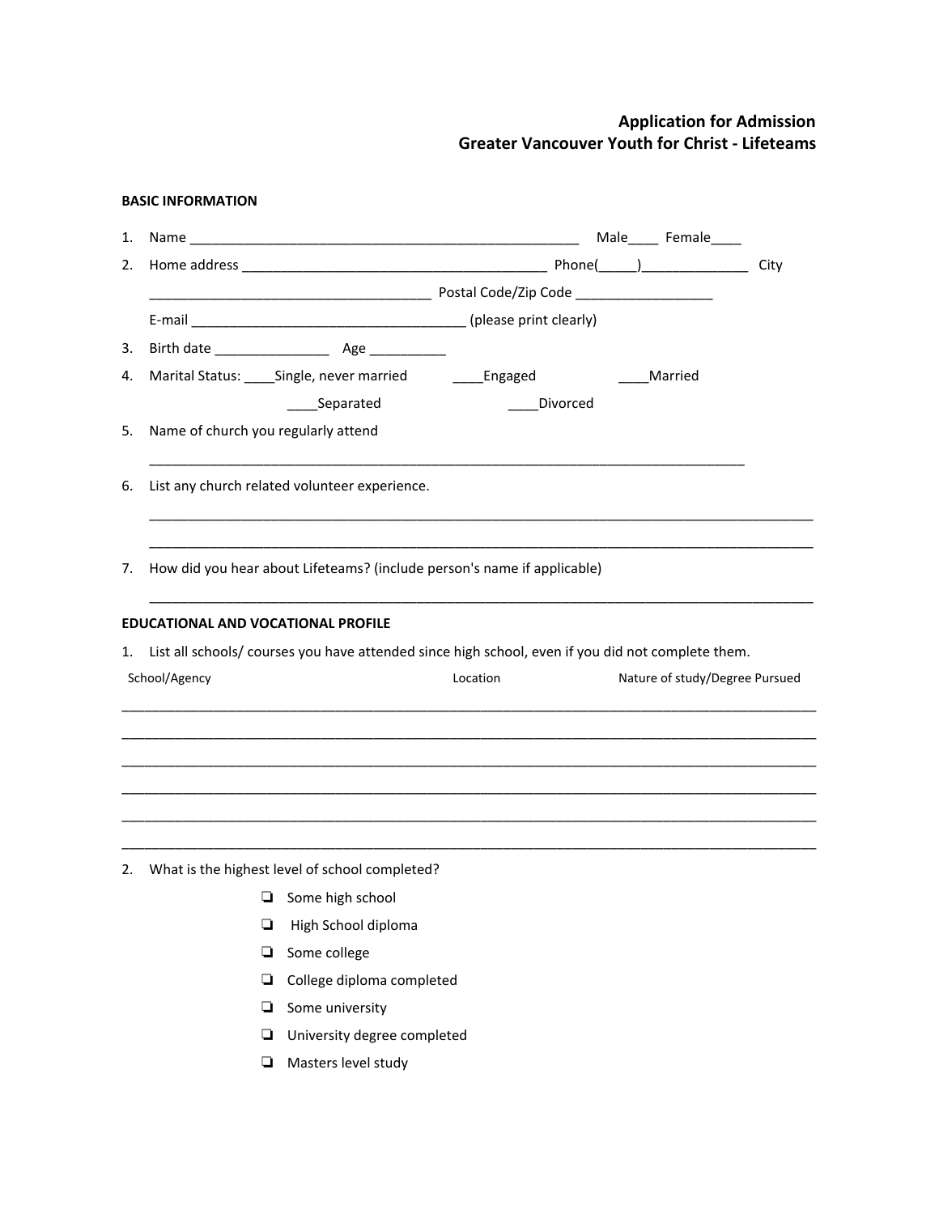**Application for Admission**
**Greater Vancouver Youth for Christ - Lifeteams**

**BASIC INFORMATION**

1. Name ____________________________________________________ Male____ Female____
2. Home address _________________________________________ Phone(_____)______________ City
 ______________________________________ Postal Code/Zip Code __________________
 E-mail _____________________________________ (please print clearly)
3. Birth date _______________ Age __________
4. Marital Status: ____Single, never married ____Engaged ____Married
 ____Separated ____Divorced
5. Name of church you regularly attend
 ________________________________________________________________________________
6. List any church related volunteer experience.
 __________________________________________________________________________________________
 __________________________________________________________________________________________
7. How did you hear about Lifeteams? (include person's name if applicable)
 __________________________________________________________________________________________

**EDUCATIONAL AND VOCATIONAL PROFILE**

1. List all schools/ courses you have attended since high school, even if you did not complete them.

| School/Agency | Location | Nature of study/Degree Pursued |
|---|---|---|
| | | |
| | | |
| | | |
| | | |
| | | |
| | | |

2. What is the highest level of school completed?
 - ❏ Some high school
 - ❏ High School diploma
 - ❏ Some college
 - ❏ College diploma completed
 - ❏ Some university
 - ❏ University degree completed
 - ❏ Masters level study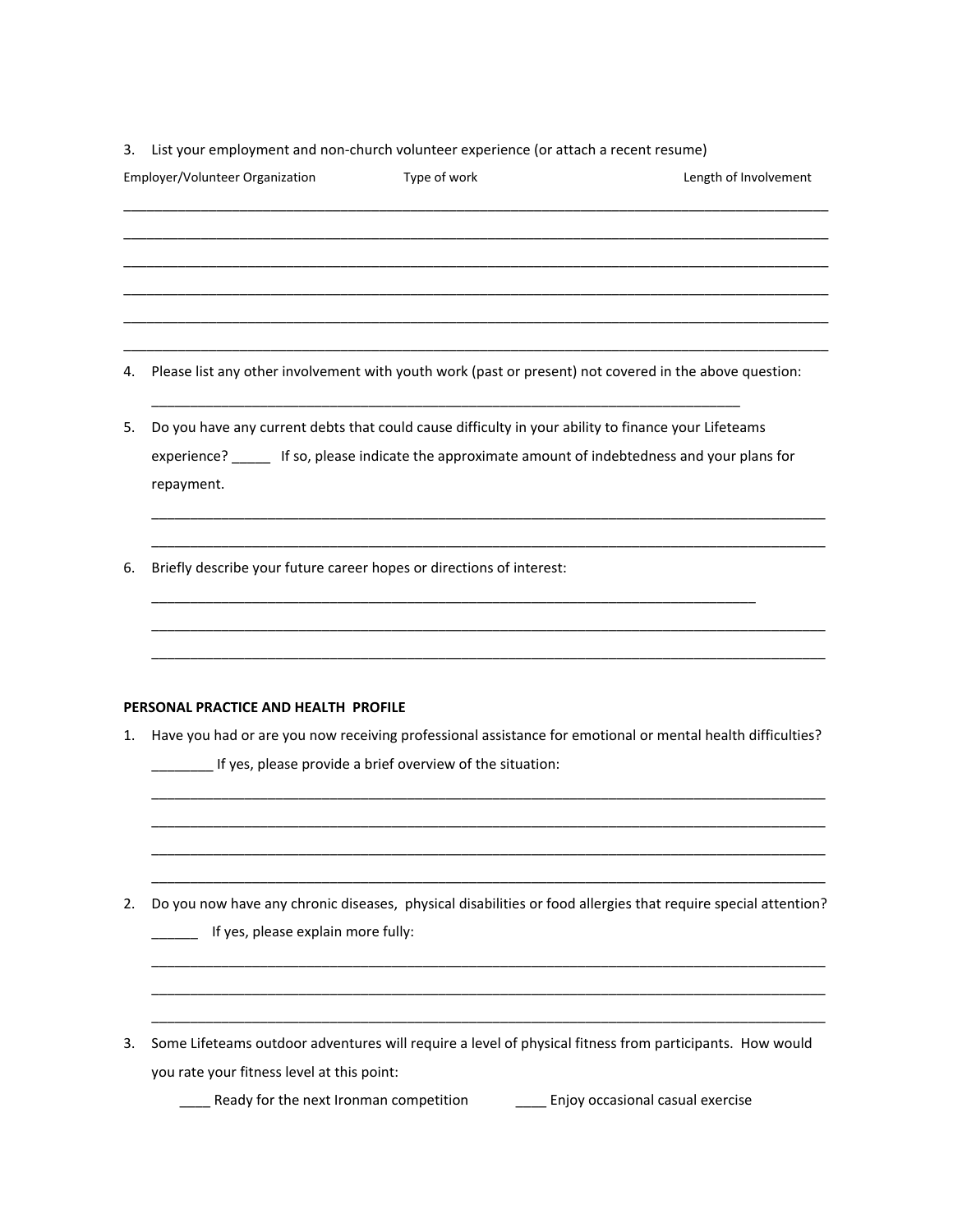3. List your employment and non-church volunteer experience (or attach a recent resume)

Employer/Volunteer Organization — Type of work — Length of Involvement

______________________________________________________________________________________

______________________________________________________________________________________

______________________________________________________________________________________

______________________________________________________________________________________

______________________________________________________________________________________

______________________________________________________________________________________

4. Please list any other involvement with youth work (past or present) not covered in the above question:

   ______________________________________________________________________________

5. Do you have any current debts that could cause difficulty in your ability to finance your Lifeteams experience? _____ If so, please indicate the approximate amount of indebtedness and your plans for repayment.

   ___________________________________________________________________________________

   ___________________________________________________________________________________

6. Briefly describe your future career hopes or directions of interest:

   ________________________________________________________________________________

   ___________________________________________________________________________________

   ___________________________________________________________________________________

**PERSONAL PRACTICE AND HEALTH PROFILE**

1. Have you had or are you now receiving professional assistance for emotional or mental health difficulties? ________ If yes, please provide a brief overview of the situation:

   ___________________________________________________________________________________

   ___________________________________________________________________________________

   ___________________________________________________________________________________

   ___________________________________________________________________________________

2. Do you now have any chronic diseases, physical disabilities or food allergies that require special attention? ______ If yes, please explain more fully:

   ___________________________________________________________________________________

   ___________________________________________________________________________________

   ___________________________________________________________________________________

3. Some Lifeteams outdoor adventures will require a level of physical fitness from participants. How would you rate your fitness level at this point:

   ____ Ready for the next Ironman competition ____ Enjoy occasional casual exercise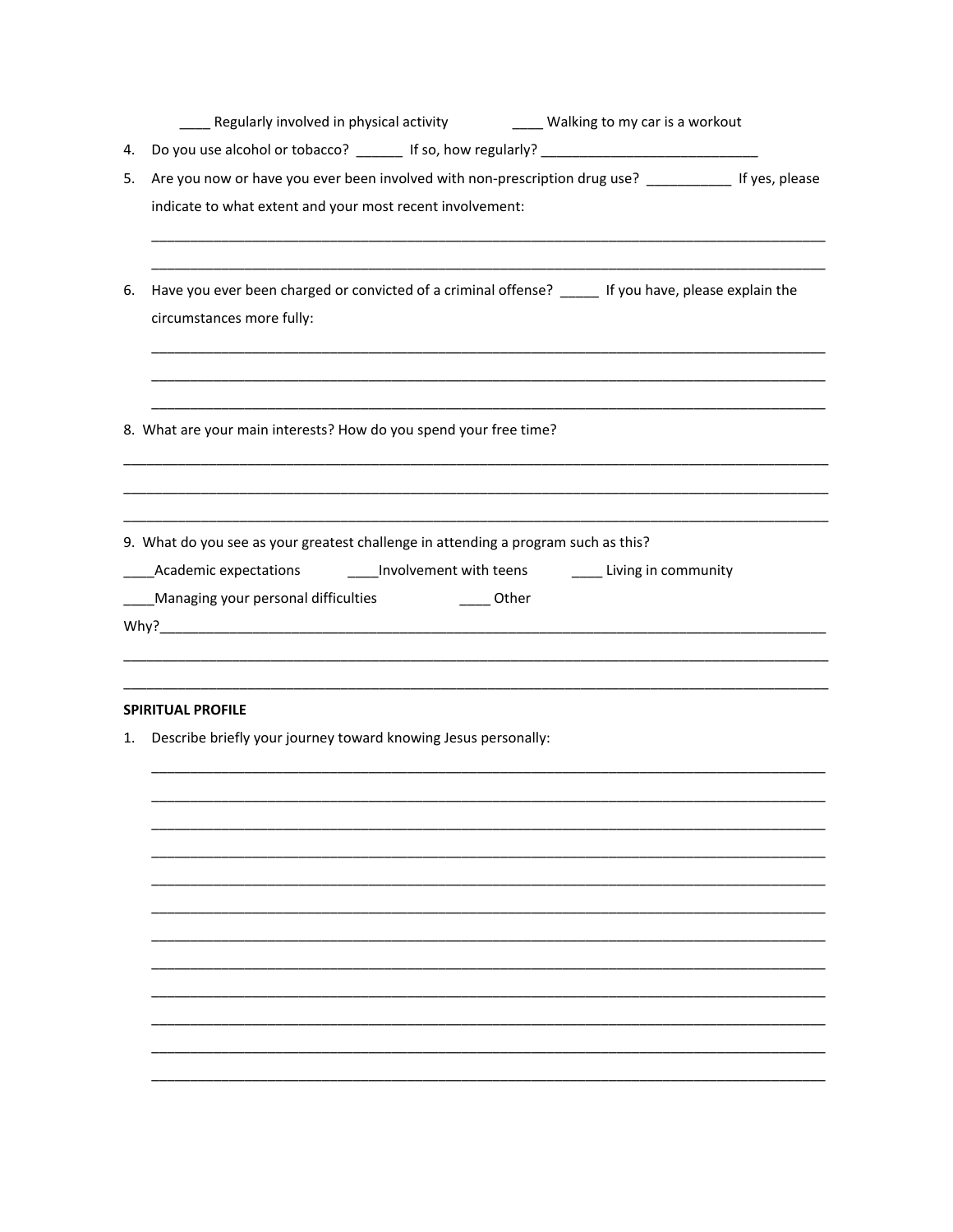____ Regularly involved in physical activity ____ Walking to my car is a workout

4. Do you use alcohol or tobacco? ______ If so, how regularly? ____________________________

5. Are you now or have you ever been involved with non-prescription drug use? ___________ If yes, please indicate to what extent and your most recent involvement:

   ________________________________________________________________________________________

   ________________________________________________________________________________________

6. Have you ever been charged or convicted of a criminal offense? _____ If you have, please explain the circumstances more fully:

   ________________________________________________________________________________________

   ________________________________________________________________________________________

   ________________________________________________________________________________________

8. What are your main interests? How do you spend your free time?

________________________________________________________________________________________

________________________________________________________________________________________

________________________________________________________________________________________

9. What do you see as your greatest challenge in attending a program such as this?

____Academic expectations ____Involvement with teens ____ Living in community

____Managing your personal difficulties ____ Other

Why?____________________________________________________________________________________

________________________________________________________________________________________

________________________________________________________________________________________

**SPIRITUAL PROFILE**

1. Describe briefly your journey toward knowing Jesus personally:

   ________________________________________________________________________________________

   ________________________________________________________________________________________

   ________________________________________________________________________________________

   ________________________________________________________________________________________

   ________________________________________________________________________________________

   ________________________________________________________________________________________

   ________________________________________________________________________________________

   ________________________________________________________________________________________

   ________________________________________________________________________________________

   ________________________________________________________________________________________

   ________________________________________________________________________________________

   ________________________________________________________________________________________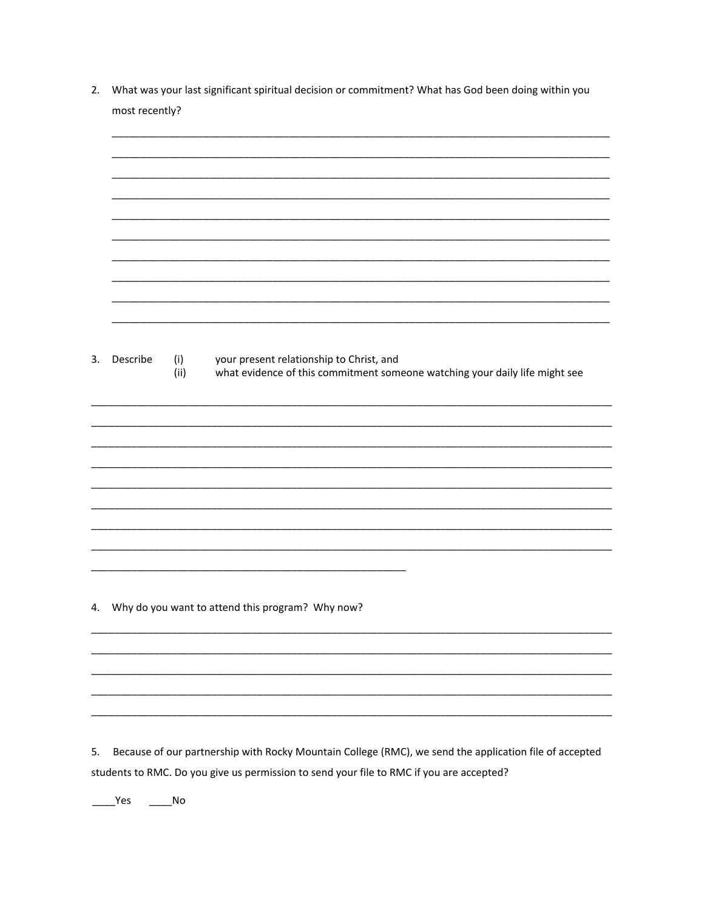2. What was your last significant spiritual decision or commitment? What has God been doing within you most recently?

________________________________________________________________________________________
________________________________________________________________________________________
________________________________________________________________________________________
________________________________________________________________________________________
________________________________________________________________________________________
________________________________________________________________________________________
________________________________________________________________________________________
________________________________________________________________________________________
________________________________________________________________________________________
________________________________________________________________________________________

3. Describe (i) your present relationship to Christ, and
   (ii) what evidence of this commitment someone watching your daily life might see

________________________________________________________________________________________
________________________________________________________________________________________
________________________________________________________________________________________
________________________________________________________________________________________
________________________________________________________________________________________
________________________________________________________________________________________
________________________________________________________________________________________
________________________________________________________________________________________
_____________________________________________________

4. Why do you want to attend this program? Why now?

________________________________________________________________________________________
________________________________________________________________________________________
________________________________________________________________________________________
________________________________________________________________________________________
________________________________________________________________________________________

5. Because of our partnership with Rocky Mountain College (RMC), we send the application file of accepted students to RMC. Do you give us permission to send your file to RMC if you are accepted?

____Yes ____No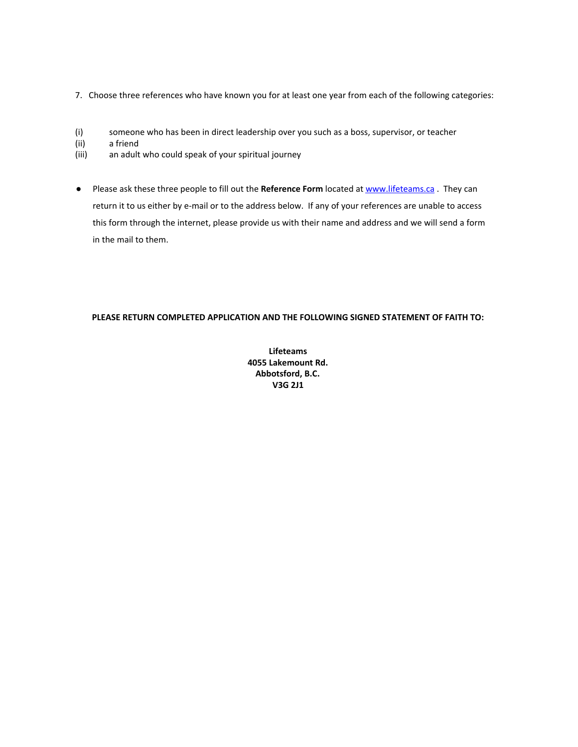7. Choose three references who have known you for at least one year from each of the following categories:

(i) someone who has been in direct leadership over you such as a boss, supervisor, or teacher
(ii) a friend
(iii) an adult who could speak of your spiritual journey

- Please ask these three people to fill out the **Reference Form** located at [www.lifeteams.ca](http://www.lifeteams.ca) . They can return it to us either by e-mail or to the address below. If any of your references are unable to access this form through the internet, please provide us with their name and address and we will send a form in the mail to them.

**PLEASE RETURN COMPLETED APPLICATION AND THE FOLLOWING SIGNED STATEMENT OF FAITH TO:**

**Lifeteams**
**4055 Lakemount Rd.**
**Abbotsford, B.C.**
**V3G 2J1**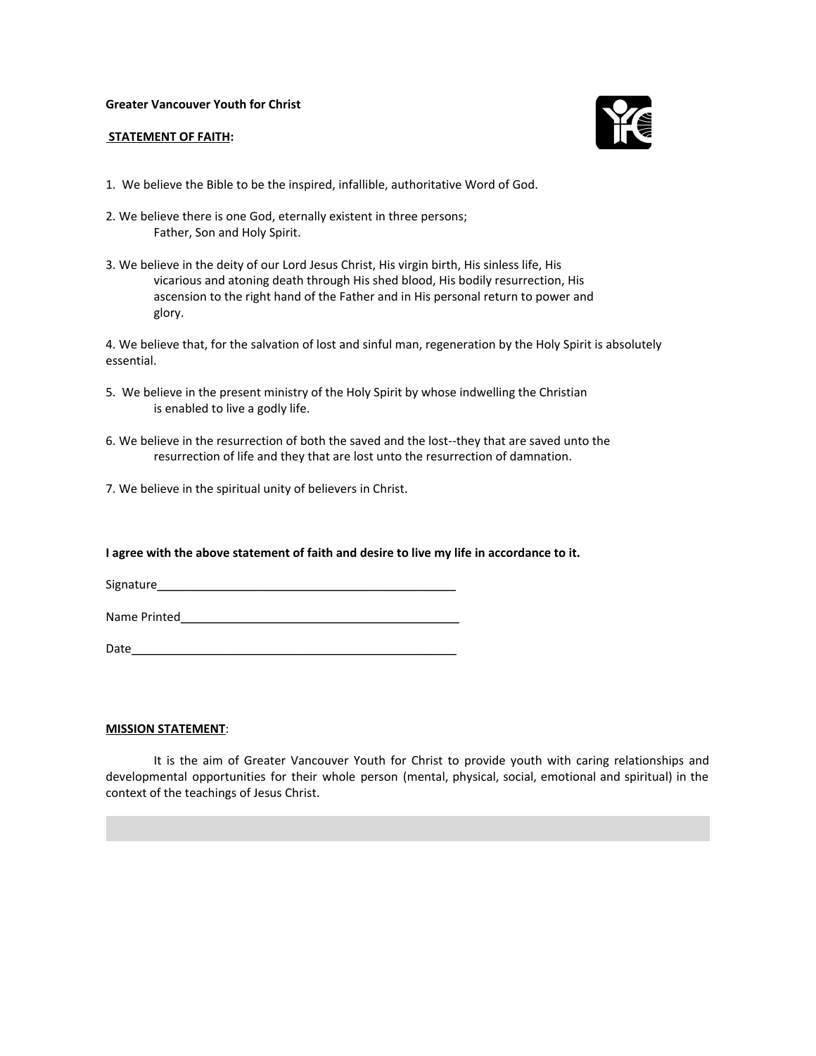**Greater Vancouver Youth for Christ**

**STATEMENT OF FAITH:**

1. We believe the Bible to be the inspired, infallible, authoritative Word of God.

2. We believe there is one God, eternally existent in three persons; Father, Son and Holy Spirit.

3. We believe in the deity of our Lord Jesus Christ, His virgin birth, His sinless life, His vicarious and atoning death through His shed blood, His bodily resurrection, His ascension to the right hand of the Father and in His personal return to power and glory.

4. We believe that, for the salvation of lost and sinful man, regeneration by the Holy Spirit is absolutely essential.

5. We believe in the present ministry of the Holy Spirit by whose indwelling the Christian is enabled to live a godly life.

6. We believe in the resurrection of both the saved and the lost--they that are saved unto the resurrection of life and they that are lost unto the resurrection of damnation.

7. We believe in the spiritual unity of believers in Christ.

**I agree with the above statement of faith and desire to live my life in accordance to it.**

Signature_____________________________________________

Name Printed_________________________________________

Date__________________________________________________

**MISSION STATEMENT**:

It is the aim of Greater Vancouver Youth for Christ to provide youth with caring relationships and developmental opportunities for their whole person (mental, physical, social, emotional and spiritual) in the context of the teachings of Jesus Christ.